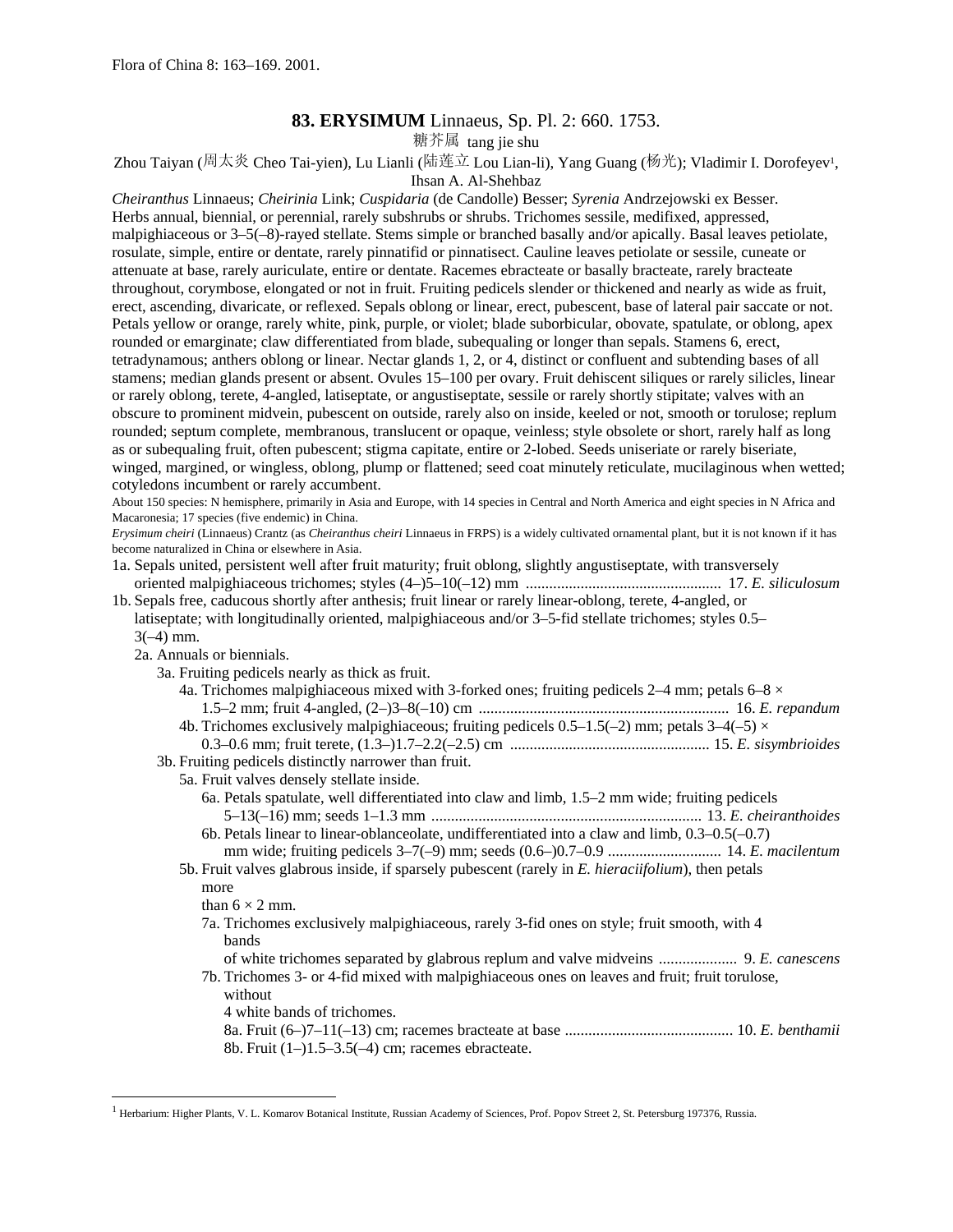Flora of China 8: 163–169. 2001.

# 83. ERYSIMUM Linnaeus, Sp. Pl. 2: 660. 1753.

糖芥属 tang jie shu

Zhou Taiyan (周太炎 Cheo Tai-yien), Lu Lianli (陆莲立 Lou Lian-li), Yang Guang (杨光); Vladimir I. Dorofeyev[1], Ihsan A. Al-Shehbaz

*Cheiranthus* Linnaeus; *Cheirinia* Link; *Cuspidaria* (de Candolle) Besser; *Syrenia* Andrzejowski ex Besser.

Herbs annual, biennial, or perennial, rarely subshrubs or shrubs. Trichomes sessile, medifixed, appressed, malpighiaceous or 3–5(–8)-rayed stellate. Stems simple or branched basally and/or apically. Basal leaves petiolate, rosulate, simple, entire or dentate, rarely pinnatifid or pinnatisect. Cauline leaves petiolate or sessile, cuneate or attenuate at base, rarely auriculate, entire or dentate. Racemes ebracteate or basally bracteate, rarely bracteate throughout, corymbose, elongated or not in fruit. Fruiting pedicels slender or thickened and nearly as wide as fruit, erect, ascending, divaricate, or reflexed. Sepals oblong or linear, erect, pubescent, base of lateral pair saccate or not. Petals yellow or orange, rarely white, pink, purple, or violet; blade suborbicular, obovate, spatulate, or oblong, apex rounded or emarginate; claw differentiated from blade, subequaling or longer than sepals. Stamens 6, erect, tetradynamous; anthers oblong or linear. Nectar glands 1, 2, or 4, distinct or confluent and subtending bases of all stamens; median glands present or absent. Ovules 15–100 per ovary. Fruit dehiscent siliques or rarely silicles, linear or rarely oblong, terete, 4-angled, latiseptate, or angustiseptate, sessile or rarely shortly stipitate; valves with an obscure to prominent midvein, pubescent on outside, rarely also on inside, keeled or not, smooth or torulose; replum rounded; septum complete, membranous, translucent or opaque, veinless; style obsolete or short, rarely half as long as or subequaling fruit, often pubescent; stigma capitate, entire or 2-lobed. Seeds uniseriate or rarely biseriate, winged, margined, or wingless, oblong, plump or flattened; seed coat minutely reticulate, mucilaginous when wetted; cotyledons incumbent or rarely accumbent.

About 150 species: N hemisphere, primarily in Asia and Europe, with 14 species in Central and North America and eight species in N Africa and Macaronesia; 17 species (five endemic) in China.

*Erysimum cheiri* (Linnaeus) Crantz (as *Cheiranthus cheiri* Linnaeus in FRPS) is a widely cultivated ornamental plant, but it is not known if it has become naturalized in China or elsewhere in Asia.

1a. Sepals united, persistent well after fruit maturity; fruit oblong, slightly angustiseptate, with transversely oriented malpighiaceous trichomes; styles (4–)5–10(–12) mm .................................................. 17. *E. siliculosum*

1b. Sepals free, caducous shortly after anthesis; fruit linear or rarely linear-oblong, terete, 4-angled, or latiseptate; with longitudinally oriented, malpighiaceous and/or 3–5-fid stellate trichomes; styles 0.5–3(–4) mm.

- 2a. Annuals or biennials.
  - 3a. Fruiting pedicels nearly as thick as fruit.
    - 4a. Trichomes malpighiaceous mixed with 3-forked ones; fruiting pedicels 2–4 mm; petals 6–8 × 1.5–2 mm; fruit 4-angled, (2–)3–8(–10) cm ................................................................ 16. *E. repandum*
    - 4b. Trichomes exclusively malpighiaceous; fruiting pedicels 0.5–1.5(–2) mm; petals 3–4(–5) × 0.3–0.6 mm; fruit terete, (1.3–)1.7–2.2(–2.5) cm ................................................... 15. *E. sisymbrioides*
  - 3b. Fruiting pedicels distinctly narrower than fruit.
    - 5a. Fruit valves densely stellate inside.
      - 6a. Petals spatulate, well differentiated into claw and limb, 1.5–2 mm wide; fruiting pedicels 5–13(–16) mm; seeds 1–1.3 mm ..................................................................... 13. *E. cheiranthoides*
      - 6b. Petals linear to linear-oblanceolate, undifferentiated into a claw and limb, 0.3–0.5(–0.7) mm wide; fruiting pedicels 3–7(–9) mm; seeds (0.6–)0.7–0.9 ............................. 14. *E. macilentum*
    - 5b. Fruit valves glabrous inside, if sparsely pubescent (rarely in *E. hieraciifolium*), then petals more than 6 × 2 mm.
      - 7a. Trichomes exclusively malpighiaceous, rarely 3-fid ones on style; fruit smooth, with 4 bands of white trichomes separated by glabrous replum and valve midveins .................... 9. *E. canescens*
      - 7b. Trichomes 3- or 4-fid mixed with malpighiaceous ones on leaves and fruit; fruit torulose, without 4 white bands of trichomes.
        - 8a. Fruit (6–)7–11(–13) cm; racemes bracteate at base ........................................... 10. *E. benthamii*
        - 8b. Fruit (1–)1.5–3.5(–4) cm; racemes ebracteate.

[1] Herbarium: Higher Plants, V. L. Komarov Botanical Institute, Russian Academy of Sciences, Prof. Popov Street 2, St. Petersburg 197376, Russia.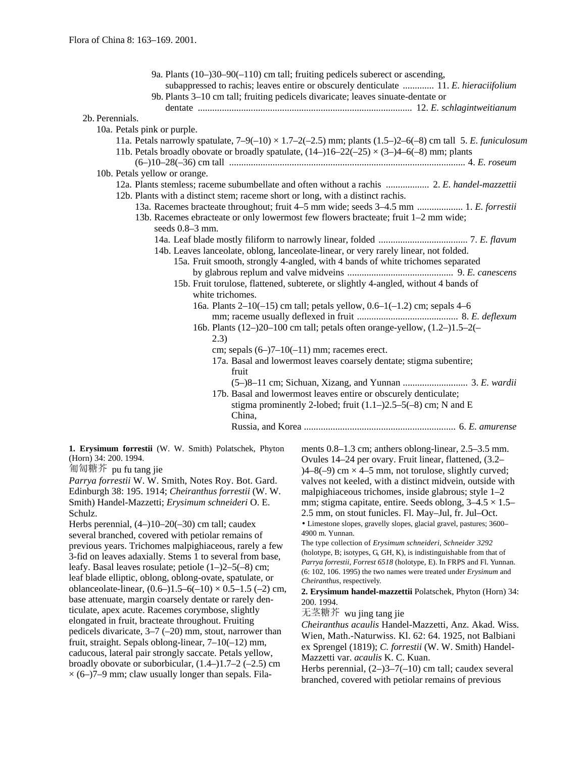9a. Plants (10–)30–90(–110) cm tall; fruiting pedicels suberect or ascending, subappressed to rachis; leaves entire or obscurely denticulate ............. 11. *E. hieraciifolium*

9b. Plants 3–10 cm tall; fruiting pedicels divaricate; leaves sinuate-dentate or dentate ......................................................................................... 12. *E. schlagintweitianum*

2b. Perennials.

10a. Petals pink or purple.

11a. Petals narrowly spatulate, 7–9(–10) × 1.7–2(–2.5) mm; plants (1.5–)2–6(–8) cm tall 5. *E. funiculosum*

11b. Petals broadly obovate or broadly spatulate, (14–)16–22(–25) × (3–)4–6(–8) mm; plants (6–)10–28(–36) cm tall ................................................................................................. 4. *E. roseum*

10b. Petals yellow or orange.

12a. Plants stemless; raceme subumbellate and often without a rachis .................. 2. *E. handel-mazzettii*

12b. Plants with a distinct stem; raceme short or long, with a distinct rachis.

13a. Racemes bracteate throughout; fruit 4–5 mm wide; seeds 3–4.5 mm ................... 1. *E. forrestii*

13b. Racemes ebracteate or only lowermost few flowers bracteate; fruit 1–2 mm wide; seeds 0.8–3 mm.

14a. Leaf blade mostly filiform to narrowly linear, folded ..................................... 7. *E. flavum*

14b. Leaves lanceolate, oblong, lanceolate-linear, or very rarely linear, not folded.

15a. Fruit smooth, strongly 4-angled, with 4 bands of white trichomes separated by glabrous replum and valve midveins ............................................ 9. *E. canescens*

15b. Fruit torulose, flattened, subterete, or slightly 4-angled, without 4 bands of white trichomes.

16a. Plants 2–10(–15) cm tall; petals yellow, 0.6–1(–1.2) cm; sepals 4–6 mm; raceme usually deflexed in fruit .......................................... 8. *E. deflexum*

16b. Plants (12–)20–100 cm tall; petals often orange-yellow, (1.2–)1.5–2(–2.3) cm; sepals (6–)7–10(–11) mm; racemes erect.

17a. Basal and lowermost leaves coarsely dentate; stigma subentire; fruit (5–)8–11 cm; Sichuan, Xizang, and Yunnan ........................... 3. *E. wardii*

17b. Basal and lowermost leaves entire or obscurely denticulate; stigma prominently 2-lobed; fruit (1.1–)2.5–5(–8) cm; N and E China, Russia, and Korea ............................................................... 6. *E. amurense*

**1. Erysimum forrestii** (W. W. Smith) Polatschek, Phyton (Horn) 34: 200. 1994.

匍匐糖芥 pu fu tang jie

*Parrya forrestii* W. W. Smith, Notes Roy. Bot. Gard. Edinburgh 38: 195. 1914; *Cheiranthus forrestii* (W. W. Smith) Handel-Mazzetti; *Erysimum schneideri* O. E. Schulz.

Herbs perennial, (4–)10–20(–30) cm tall; caudex several branched, covered with petiolar remains of previous years. Trichomes malpighiaceous, rarely a few 3-fid on leaves adaxially. Stems 1 to several from base, leafy. Basal leaves rosulate; petiole (1–)2–5(–8) cm; leaf blade elliptic, oblong, oblong-ovate, spatulate, or oblanceolate-linear, (0.6–)1.5–6(–10) × 0.5–1.5 (–2) cm, base attenuate, margin coarsely dentate or rarely denticulate, apex acute. Racemes corymbose, slightly elongated in fruit, bracteate throughout. Fruiting pedicels divaricate, 3–7 (–20) mm, stout, narrower than fruit, straight. Sepals oblong-linear, 7–10(–12) mm, caducous, lateral pair strongly saccate. Petals yellow, broadly obovate or suborbicular, (1.4–)1.7–2 (–2.5) cm × (6–)7–9 mm; claw usually longer than sepals. Filaments 0.8–1.3 cm; anthers oblong-linear, 2.5–3.5 mm. Ovules 14–24 per ovary. Fruit linear, flattened, (3.2–)4–8(–9) cm × 4–5 mm, not torulose, slightly curved; valves not keeled, with a distinct midvein, outside with malpighiaceous trichomes, inside glabrous; style 1–2 mm; stigma capitate, entire. Seeds oblong, 3–4.5 × 1.5–2.5 mm, on stout funicles. Fl. May–Jul, fr. Jul–Oct.

• Limestone slopes, gravelly slopes, glacial gravel, pastures; 3600–4900 m. Yunnan.

The type collection of *Erysimum schneideri*, *Schneider 3292* (holotype, B; isotypes, G, GH, K), is indistinguishable from that of *Parrya forrestii*, *Forrest 6518* (holotype, E). In FRPS and Fl. Yunnan. (6: 102, 106. 1995) the two names were treated under *Erysimum* and *Cheiranthus*, respectively.

**2. Erysimum handel-mazzettii** Polatschek, Phyton (Horn) 34: 200. 1994.

无茎糖芥 wu jing tang jie

*Cheiranthus acaulis* Handel-Mazzetti, Anz. Akad. Wiss. Wien, Math.-Naturwiss. Kl. 62: 64. 1925, not Balbiani ex Sprengel (1819); *C. forrestii* (W. W. Smith) Handel-Mazzetti var. *acaulis* K. C. Kuan.

Herbs perennial, (2–)3–7(–10) cm tall; caudex several branched, covered with petiolar remains of previous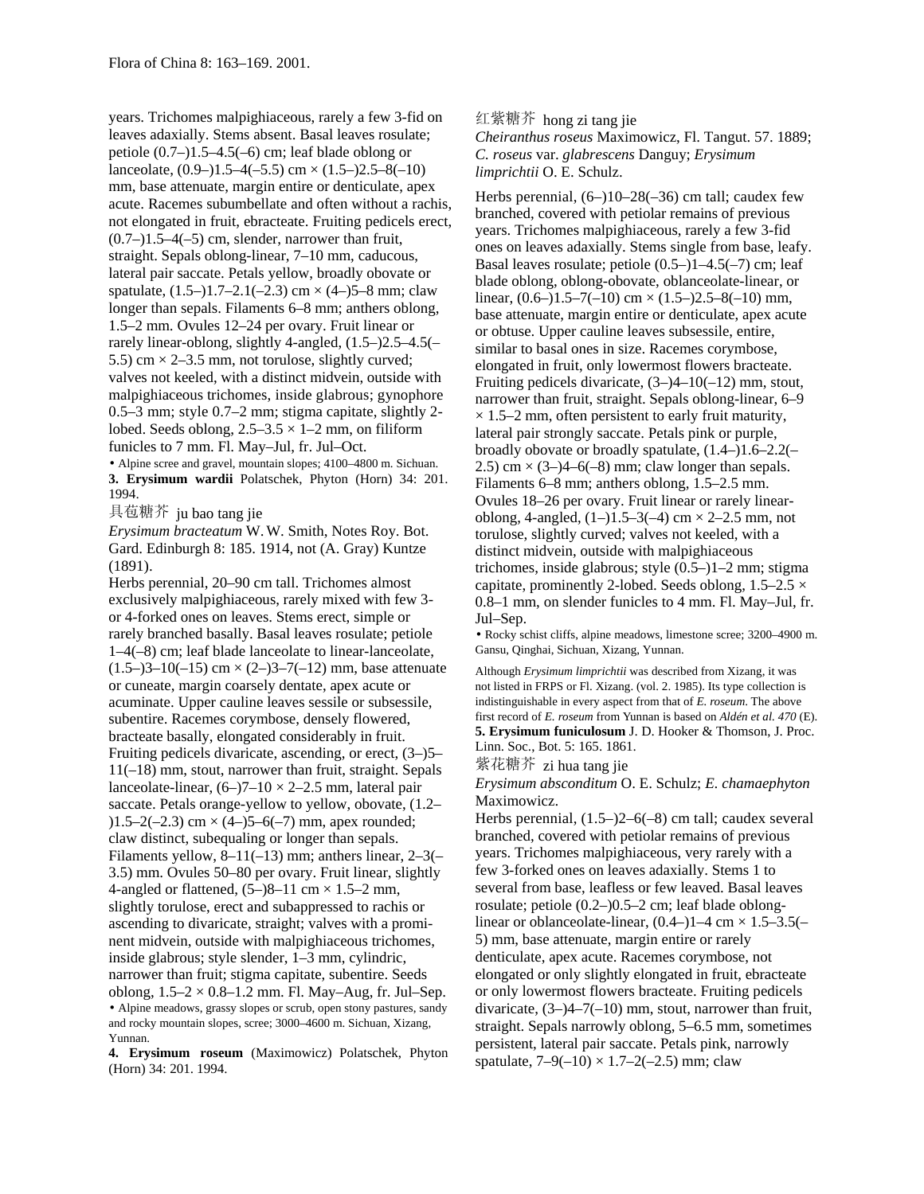years. Trichomes malpighiaceous, rarely a few 3-fid on leaves adaxially. Stems absent. Basal leaves rosulate; petiole (0.7–)1.5–4.5(–6) cm; leaf blade oblong or lanceolate, (0.9–)1.5–4(–5.5) cm × (1.5–)2.5–8(–10) mm, base attenuate, margin entire or denticulate, apex acute. Racemes subumbellate and often without a rachis, not elongated in fruit, ebracteate. Fruiting pedicels erect, (0.7–)1.5–4(–5) cm, slender, narrower than fruit, straight. Sepals oblong-linear, 7–10 mm, caducous, lateral pair saccate. Petals yellow, broadly obovate or spatulate, (1.5–)1.7–2.1(–2.3) cm × (4–)5–8 mm; claw longer than sepals. Filaments 6–8 mm; anthers oblong, 1.5–2 mm. Ovules 12–24 per ovary. Fruit linear or rarely linear-oblong, slightly 4-angled, (1.5–)2.5–4.5(–5.5) cm × 2–3.5 mm, not torulose, slightly curved; valves not keeled, with a distinct midvein, outside with malpighiaceous trichomes, inside glabrous; gynophore 0.5–3 mm; style 0.7–2 mm; stigma capitate, slightly 2-lobed. Seeds oblong, 2.5–3.5 × 1–2 mm, on filiform funicles to 7 mm. Fl. May–Jul, fr. Jul–Oct.

• Alpine scree and gravel, mountain slopes; 4100–4800 m. Sichuan.

**3. Erysimum wardii** Polatschek, Phyton (Horn) 34: 201. 1994.

具苞糖芥 ju bao tang jie

*Erysimum bracteatum* W.W. Smith, Notes Roy. Bot. Gard. Edinburgh 8: 185. 1914, not (A. Gray) Kuntze (1891).

Herbs perennial, 20–90 cm tall. Trichomes almost exclusively malpighiaceous, rarely mixed with few 3- or 4-forked ones on leaves. Stems erect, simple or rarely branched basally. Basal leaves rosulate; petiole 1–4(–8) cm; leaf blade lanceolate to linear-lanceolate, (1.5–)3–10(–15) cm × (2–)3–7(–12) mm, base attenuate or cuneate, margin coarsely dentate, apex acute or acuminate. Upper cauline leaves sessile or subsessile, subentire. Racemes corymbose, densely flowered, bracteate basally, elongated considerably in fruit. Fruiting pedicels divaricate, ascending, or erect, (3–)5–11(–18) mm, stout, narrower than fruit, straight. Sepals lanceolate-linear, (6–)7–10 × 2–2.5 mm, lateral pair saccate. Petals orange-yellow to yellow, obovate, (1.2–)1.5–2(–2.3) cm × (4–)5–6(–7) mm, apex rounded; claw distinct, subequaling or longer than sepals. Filaments yellow, 8–11(–13) mm; anthers linear, 2–3(–3.5) mm. Ovules 50–80 per ovary. Fruit linear, slightly 4-angled or flattened, (5–)8–11 cm × 1.5–2 mm, slightly torulose, erect and subappressed to rachis or ascending to divaricate, straight; valves with a prominent midvein, outside with malpighiaceous trichomes, inside glabrous; style slender, 1–3 mm, cylindric, narrower than fruit; stigma capitate, subentire. Seeds oblong, 1.5–2 × 0.8–1.2 mm. Fl. May–Aug, fr. Jul–Sep.

• Alpine meadows, grassy slopes or scrub, open stony pastures, sandy and rocky mountain slopes, scree; 3000–4600 m. Sichuan, Xizang, Yunnan.

**4. Erysimum roseum** (Maximowicz) Polatschek, Phyton (Horn) 34: 201. 1994.

红紫糖芥 hong zi tang jie

*Cheiranthus roseus* Maximowicz, Fl. Tangut. 57. 1889; *C. roseus* var. *glabrescens* Danguy; *Erysimum limprichtii* O. E. Schulz.

Herbs perennial, (6–)10–28(–36) cm tall; caudex few branched, covered with petiolar remains of previous years. Trichomes malpighiaceous, rarely a few 3-fid ones on leaves adaxially. Stems single from base, leafy. Basal leaves rosulate; petiole (0.5–)1–4.5(–7) cm; leaf blade oblong, oblong-obovate, oblanceolate-linear, or linear, (0.6–)1.5–7(–10) cm × (1.5–)2.5–8(–10) mm, base attenuate, margin entire or denticulate, apex acute or obtuse. Upper cauline leaves subsessile, entire, similar to basal ones in size. Racemes corymbose, elongated in fruit, only lowermost flowers bracteate. Fruiting pedicels divaricate, (3–)4–10(–12) mm, stout, narrower than fruit, straight. Sepals oblong-linear, 6–9 × 1.5–2 mm, often persistent to early fruit maturity, lateral pair strongly saccate. Petals pink or purple, broadly obovate or broadly spatulate, (1.4–)1.6–2.2(–2.5) cm × (3–)4–6(–8) mm; claw longer than sepals. Filaments 6–8 mm; anthers oblong, 1.5–2.5 mm. Ovules 18–26 per ovary. Fruit linear or rarely linear-oblong, 4-angled, (1–)1.5–3(–4) cm × 2–2.5 mm, not torulose, slightly curved; valves not keeled, with a distinct midvein, outside with malpighiaceous trichomes, inside glabrous; style (0.5–)1–2 mm; stigma capitate, prominently 2-lobed. Seeds oblong, 1.5–2.5 × 0.8–1 mm, on slender funicles to 4 mm. Fl. May–Jul, fr. Jul–Sep.

• Rocky schist cliffs, alpine meadows, limestone scree; 3200–4900 m. Gansu, Qinghai, Sichuan, Xizang, Yunnan.

Although *Erysimum limprichtii* was described from Xizang, it was not listed in FRPS or Fl. Xizang. (vol. 2. 1985). Its type collection is indistinguishable in every aspect from that of *E. roseum*. The above first record of *E. roseum* from Yunnan is based on *Aldén et al. 470* (E).

**5. Erysimum funiculosum** J. D. Hooker & Thomson, J. Proc. Linn. Soc., Bot. 5: 165. 1861.

紫花糖芥 zi hua tang jie

*Erysimum absconditum* O. E. Schulz; *E. chamaephyton* Maximowicz.

Herbs perennial, (1.5–)2–6(–8) cm tall; caudex several branched, covered with petiolar remains of previous years. Trichomes malpighiaceous, very rarely with a few 3-forked ones on leaves adaxially. Stems 1 to several from base, leafless or few leaved. Basal leaves rosulate; petiole (0.2–)0.5–2 cm; leaf blade oblong-linear or oblanceolate-linear, (0.4–)1–4 cm × 1.5–3.5(–5) mm, base attenuate, margin entire or rarely denticulate, apex acute. Racemes corymbose, not elongated or only slightly elongated in fruit, ebracteate or only lowermost flowers bracteate. Fruiting pedicels divaricate, (3–)4–7(–10) mm, stout, narrower than fruit, straight. Sepals narrowly oblong, 5–6.5 mm, sometimes persistent, lateral pair saccate. Petals pink, narrowly spatulate, 7–9(–10) × 1.7–2(–2.5) mm; claw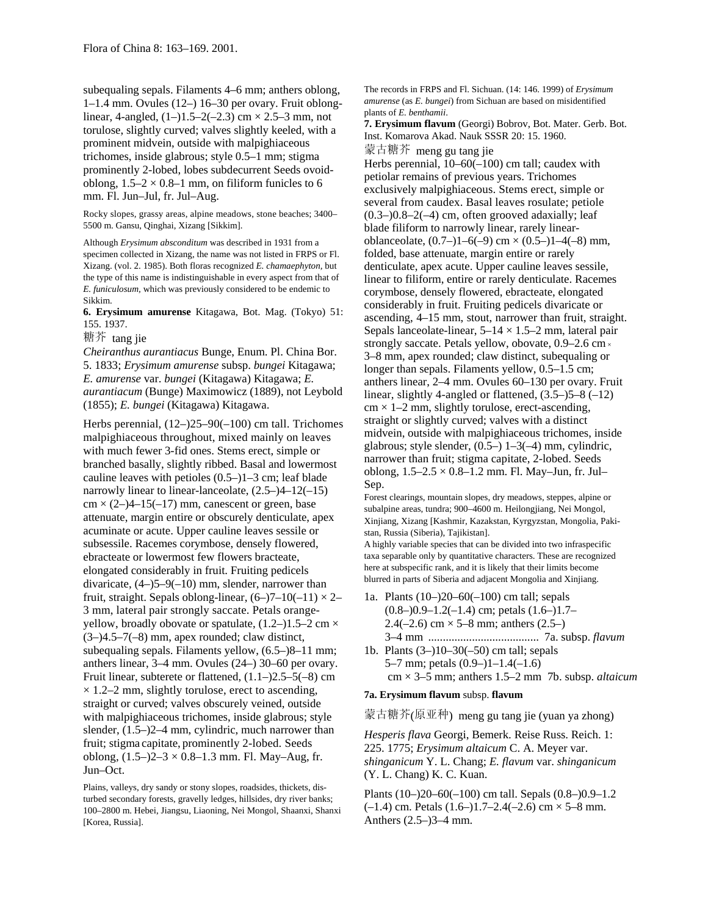subequaling sepals. Filaments 4–6 mm; anthers oblong, 1–1.4 mm. Ovules (12–) 16–30 per ovary. Fruit oblong-linear, 4-angled, (1–)1.5–2(–2.3) cm × 2.5–3 mm, not torulose, slightly curved; valves slightly keeled, with a prominent midvein, outside with malpighiaceous trichomes, inside glabrous; style 0.5–1 mm; stigma prominently 2-lobed, lobes subdecurrent Seeds ovoid-oblong, 1.5–2 × 0.8–1 mm, on filiform funicles to 6 mm. Fl. Jun–Jul, fr. Jul–Aug.

Rocky slopes, grassy areas, alpine meadows, stone beaches; 3400–5500 m. Gansu, Qinghai, Xizang [Sikkim].

Although *Erysimum absconditum* was described in 1931 from a specimen collected in Xizang, the name was not listed in FRPS or Fl. Xizang. (vol. 2. 1985). Both floras recognized *E. chamaephyton*, but the type of this name is indistinguishable in every aspect from that of *E. funiculosum*, which was previously considered to be endemic to Sikkim.

**6. Erysimum amurense** Kitagawa, Bot. Mag. (Tokyo) 51: 155. 1937.

糖芥 tang jie

*Cheiranthus aurantiacus* Bunge, Enum. Pl. China Bor. 5. 1833; *Erysimum amurense* subsp. *bungei* Kitagawa; *E. amurense* var. *bungei* (Kitagawa) Kitagawa; *E. aurantiacum* (Bunge) Maximowicz (1889), not Leybold (1855); *E. bungei* (Kitagawa) Kitagawa.

Herbs perennial, (12–)25–90(–100) cm tall. Trichomes malpighiaceous throughout, mixed mainly on leaves with much fewer 3-fid ones. Stems erect, simple or branched basally, slightly ribbed. Basal and lowermost cauline leaves with petioles (0.5–)1–3 cm; leaf blade narrowly linear to linear-lanceolate, (2.5–)4–12(–15) cm × (2–)4–15(–17) mm, canescent or green, base attenuate, margin entire or obscurely denticulate, apex acuminate or acute. Upper cauline leaves sessile or subsessile. Racemes corymbose, densely flowered, ebracteate or lowermost few flowers bracteate, elongated considerably in fruit. Fruiting pedicels divaricate, (4–)5–9(–10) mm, slender, narrower than fruit, straight. Sepals oblong-linear, (6–)7–10(–11) × 2–3 mm, lateral pair strongly saccate. Petals orange-yellow, broadly obovate or spatulate, (1.2–)1.5–2 cm × (3–)4.5–7(–8) mm, apex rounded; claw distinct, subequaling sepals. Filaments yellow, (6.5–)8–11 mm; anthers linear, 3–4 mm. Ovules (24–) 30–60 per ovary. Fruit linear, subterete or flattened, (1.1–)2.5–5(–8) cm × 1.2–2 mm, slightly torulose, erect to ascending, straight or curved; valves obscurely veined, outside with malpighiaceous trichomes, inside glabrous; style slender, (1.5–)2–4 mm, cylindric, much narrower than fruit; stigma capitate, prominently 2-lobed. Seeds oblong, (1.5–)2–3 × 0.8–1.3 mm. Fl. May–Aug, fr. Jun–Oct.

Plains, valleys, dry sandy or stony slopes, roadsides, thickets, disturbed secondary forests, gravelly ledges, hillsides, dry river banks; 100–2800 m. Hebei, Jiangsu, Liaoning, Nei Mongol, Shaanxi, Shanxi [Korea, Russia].

The records in FRPS and Fl. Sichuan. (14: 146. 1999) of *Erysimum amurense* (as *E. bungei*) from Sichuan are based on misidentified plants of *E. benthamii*.

**7. Erysimum flavum** (Georgi) Bobrov, Bot. Mater. Gerb. Bot. Inst. Komarova Akad. Nauk SSSR 20: 15. 1960.

蒙古糖芥 meng gu tang jie

Herbs perennial, 10–60(–100) cm tall; caudex with petiolar remains of previous years. Trichomes exclusively malpighiaceous. Stems erect, simple or several from caudex. Basal leaves rosulate; petiole (0.3–)0.8–2(–4) cm, often grooved adaxially; leaf blade filiform to narrowly linear, rarely linear-oblanceolate, (0.7–)1–6(–9) cm × (0.5–)1–4(–8) mm, folded, base attenuate, margin entire or rarely denticulate, apex acute. Upper cauline leaves sessile, linear to filiform, entire or rarely denticulate. Racemes corymbose, densely flowered, ebracteate, elongated considerably in fruit. Fruiting pedicels divaricate or ascending, 4–15 mm, stout, narrower than fruit, straight. Sepals lanceolate-linear, 5–14 × 1.5–2 mm, lateral pair strongly saccate. Petals yellow, obovate, 0.9–2.6 cm × 3–8 mm, apex rounded; claw distinct, subequaling or longer than sepals. Filaments yellow, 0.5–1.5 cm; anthers linear, 2–4 mm. Ovules 60–130 per ovary. Fruit linear, slightly 4-angled or flattened, (3.5–)5–8 (–12) cm × 1–2 mm, slightly torulose, erect-ascending, straight or slightly curved; valves with a distinct midvein, outside with malpighiaceous trichomes, inside glabrous; style slender, (0.5–) 1–3(–4) mm, cylindric, narrower than fruit; stigma capitate, 2-lobed. Seeds oblong, 1.5–2.5 × 0.8–1.2 mm. Fl. May–Jun, fr. Jul–Sep.

Forest clearings, mountain slopes, dry meadows, steppes, alpine or subalpine areas, tundra; 900–4600 m. Heilongjiang, Nei Mongol, Xinjiang, Xizang [Kashmir, Kazakstan, Kyrgyzstan, Mongolia, Pakistan, Russia (Siberia), Tajikistan].

A highly variable species that can be divided into two infraspecific taxa separable only by quantitative characters. These are recognized here at subspecific rank, and it is likely that their limits become blurred in parts of Siberia and adjacent Mongolia and Xinjiang.

1a. Plants (10–)20–60(–100) cm tall; sepals (0.8–)0.9–1.2(–1.4) cm; petals (1.6–)1.7–2.4(–2.6) cm × 5–8 mm; anthers (2.5–)3–4 mm ..................................... 7a. subsp. *flavum*

1b. Plants (3–)10–30(–50) cm tall; sepals 5–7 mm; petals (0.9–)1–1.4(–1.6) cm × 3–5 mm; anthers 1.5–2 mm 7b. subsp. *altaicum*

**7a. Erysimum flavum** subsp. **flavum**

蒙古糖芥(原亚种) meng gu tang jie (yuan ya zhong)

*Hesperis flava* Georgi, Bemerk. Reise Russ. Reich. 1: 225. 1775; *Erysimum altaicum* C. A. Meyer var. *shinganicum* Y. L. Chang; *E. flavum* var. *shinganicum* (Y. L. Chang) K. C. Kuan.

Plants (10–)20–60(–100) cm tall. Sepals (0.8–)0.9–1.2 (–1.4) cm. Petals (1.6–)1.7–2.4(–2.6) cm × 5–8 mm. Anthers (2.5–)3–4 mm.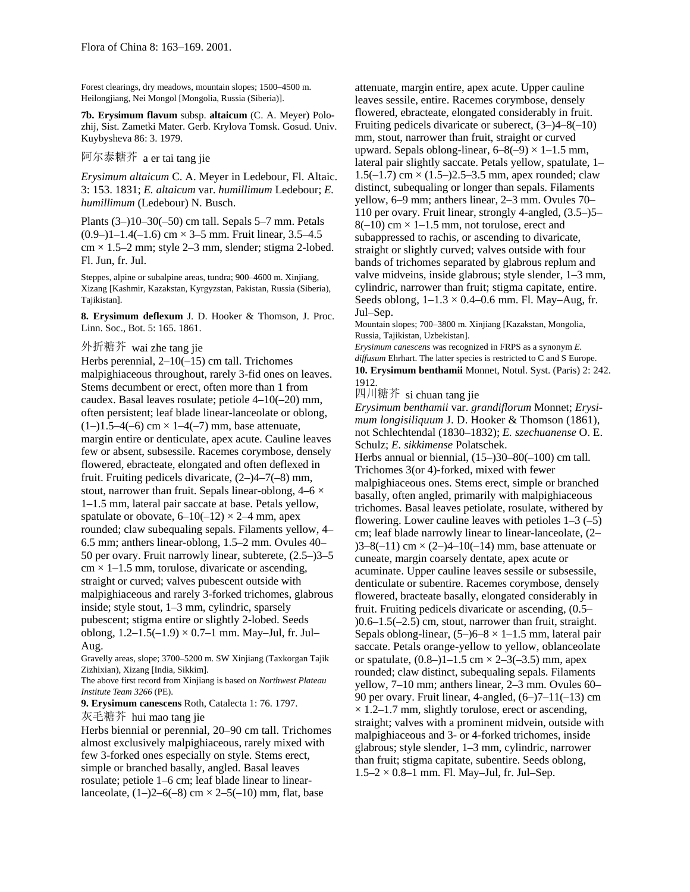Forest clearings, dry meadows, mountain slopes; 1500–4500 m. Heilongjiang, Nei Mongol [Mongolia, Russia (Siberia)].

**7b. Erysimum flavum** subsp. **altaicum** (C. A. Meyer) Polozhij, Sist. Zametki Mater. Gerb. Krylova Tomsk. Gosud. Univ. Kuybysheva 86: 3. 1979.

阿尔泰糖芥 a er tai tang jie

*Erysimum altaicum* C. A. Meyer in Ledebour, Fl. Altaic. 3: 153. 1831; *E. altaicum* var. *humillimum* Ledebour; *E. humillimum* (Ledebour) N. Busch.

Plants (3–)10–30(–50) cm tall. Sepals 5–7 mm. Petals (0.9–)1–1.4(–1.6) cm × 3–5 mm. Fruit linear, 3.5–4.5 cm × 1.5–2 mm; style 2–3 mm, slender; stigma 2-lobed. Fl. Jun, fr. Jul.

Steppes, alpine or subalpine areas, tundra; 900–4600 m. Xinjiang, Xizang [Kashmir, Kazakstan, Kyrgyzstan, Pakistan, Russia (Siberia), Tajikistan].

**8. Erysimum deflexum** J. D. Hooker & Thomson, J. Proc. Linn. Soc., Bot. 5: 165. 1861.

外折糖芥 wai zhe tang jie

Herbs perennial, 2–10(–15) cm tall. Trichomes malpighiaceous throughout, rarely 3-fid ones on leaves. Stems decumbent or erect, often more than 1 from caudex. Basal leaves rosulate; petiole 4–10(–20) mm, often persistent; leaf blade linear-lanceolate or oblong, (1–)1.5–4(–6) cm × 1–4(–7) mm, base attenuate, margin entire or denticulate, apex acute. Cauline leaves few or absent, subsessile. Racemes corymbose, densely flowered, ebracteate, elongated and often deflexed in fruit. Fruiting pedicels divaricate, (2–)4–7(–8) mm, stout, narrower than fruit. Sepals linear-oblong, 4–6 × 1–1.5 mm, lateral pair saccate at base. Petals yellow, spatulate or obovate, 6–10(–12) × 2–4 mm, apex rounded; claw subequaling sepals. Filaments yellow, 4–6.5 mm; anthers linear-oblong, 1.5–2 mm. Ovules 40–50 per ovary. Fruit narrowly linear, subterete, (2.5–)3–5 cm × 1–1.5 mm, torulose, divaricate or ascending, straight or curved; valves pubescent outside with malpighiaceous and rarely 3-forked trichomes, glabrous inside; style stout, 1–3 mm, cylindric, sparsely pubescent; stigma entire or slightly 2-lobed. Seeds oblong, 1.2–1.5(–1.9) × 0.7–1 mm. May–Jul, fr. Jul–Aug.

Gravelly areas, slope; 3700–5200 m. SW Xinjiang (Taxkorgan Tajik Zizhixian), Xizang [India, Sikkim].

The above first record from Xinjiang is based on *Northwest Plateau Institute Team 3266* (PE).

**9. Erysimum canescens** Roth, Catalecta 1: 76. 1797.

灰毛糖芥 hui mao tang jie

Herbs biennial or perennial, 20–90 cm tall. Trichomes almost exclusively malpighiaceous, rarely mixed with few 3-forked ones especially on style. Stems erect, simple or branched basally, angled. Basal leaves rosulate; petiole 1–6 cm; leaf blade linear to linear-lanceolate, (1–)2–6(–8) cm × 2–5(–10) mm, flat, base attenuate, margin entire, apex acute. Upper cauline leaves sessile, entire. Racemes corymbose, densely flowered, ebracteate, elongated considerably in fruit. Fruiting pedicels divaricate or suberect, (3–)4–8(–10) mm, stout, narrower than fruit, straight or curved upward. Sepals oblong-linear, 6–8(–9) × 1–1.5 mm, lateral pair slightly saccate. Petals yellow, spatulate, 1–1.5(–1.7) cm × (1.5–)2.5–3.5 mm, apex rounded; claw distinct, subequaling or longer than sepals. Filaments yellow, 6–9 mm; anthers linear, 2–3 mm. Ovules 70–110 per ovary. Fruit linear, strongly 4-angled, (3.5–)5–8(–10) cm × 1–1.5 mm, not torulose, erect and subappressed to rachis, or ascending to divaricate, straight or slightly curved; valves outside with four bands of trichomes separated by glabrous replum and valve midveins, inside glabrous; style slender, 1–3 mm, cylindric, narrower than fruit; stigma capitate, entire. Seeds oblong, 1–1.3 × 0.4–0.6 mm. Fl. May–Aug, fr. Jul–Sep.

Mountain slopes; 700–3800 m. Xinjiang [Kazakstan, Mongolia, Russia, Tajikistan, Uzbekistan].

*Erysimum canescens* was recognized in FRPS as a synonym *E. diffusum* Ehrhart. The latter species is restricted to C and S Europe.

**10. Erysimum benthamii** Monnet, Notul. Syst. (Paris) 2: 242. 1912.

四川糖芥 si chuan tang jie

*Erysimum benthamii* var. *grandiflorum* Monnet; *Erysimum longisiliquum* J. D. Hooker & Thomson (1861), not Schlechtendal (1830–1832); *E. szechuanense* O. E. Schulz; *E. sikkimense* Polatschek.

Herbs annual or biennial, (15–)30–80(–100) cm tall. Trichomes 3(or 4)-forked, mixed with fewer malpighiaceous ones. Stems erect, simple or branched basally, often angled, primarily with malpighiaceous trichomes. Basal leaves petiolate, rosulate, withered by flowering. Lower cauline leaves with petioles 1–3 (–5) cm; leaf blade narrowly linear to linear-lanceolate, (2–)3–8(–11) cm × (2–)4–10(–14) mm, base attenuate or cuneate, margin coarsely dentate, apex acute or acuminate. Upper cauline leaves sessile or subsessile, denticulate or subentire. Racemes corymbose, densely flowered, bracteate basally, elongated considerably in fruit. Fruiting pedicels divaricate or ascending, (0.5–)0.6–1.5(–2.5) cm, stout, narrower than fruit, straight. Sepals oblong-linear, (5–)6–8 × 1–1.5 mm, lateral pair saccate. Petals orange-yellow to yellow, oblanceolate or spatulate, (0.8–)1–1.5 cm × 2–3(–3.5) mm, apex rounded; claw distinct, subequaling sepals. Filaments yellow, 7–10 mm; anthers linear, 2–3 mm. Ovules 60–90 per ovary. Fruit linear, 4-angled, (6–)7–11(–13) cm × 1.2–1.7 mm, slightly torulose, erect or ascending, straight; valves with a prominent midvein, outside with malpighiaceous and 3- or 4-forked trichomes, inside glabrous; style slender, 1–3 mm, cylindric, narrower than fruit; stigma capitate, subentire. Seeds oblong, 1.5–2 × 0.8–1 mm. Fl. May–Jul, fr. Jul–Sep.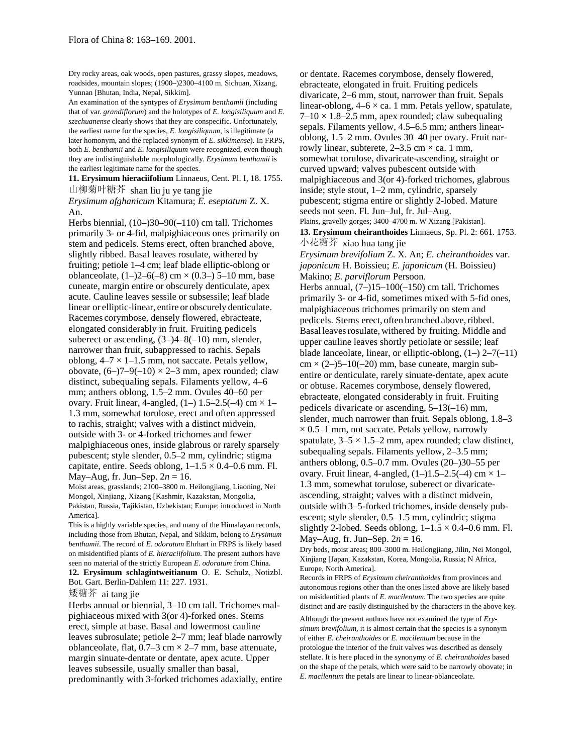Dry rocky areas, oak woods, open pastures, grassy slopes, meadows, roadsides, mountain slopes; (1900–)2300–4100 m. Sichuan, Xizang, Yunnan [Bhutan, India, Nepal, Sikkim].

An examination of the syntypes of *Erysimum benthamii* (including that of var. *grandiflorum*) and the holotypes of *E. longisiliquum* and *E. szechuanense* clearly shows that they are conspecific. Unfortunately, the earliest name for the species, *E. longisiliquum*, is illegitimate (a later homonym, and the replaced synonym of *E. sikkimense*). In FRPS, both *E. benthamii* and *E. longisiliquum* were recognized, even though they are indistinguishable morphologically. *Erysimum benthamii* is the earliest legitimate name for the species.

**11. Erysimum hieraciifolium** Linnaeus, Cent. Pl. I, 18. 1755.

山柳菊叶糖芥 shan liu ju ye tang jie

*Erysimum afghanicum* Kitamura; *E. eseptatum* Z. X. An.

Herbs biennial, (10–)30–90(–110) cm tall. Trichomes primarily 3- or 4-fid, malpighiaceous ones primarily on stem and pedicels. Stems erect, often branched above, slightly ribbed. Basal leaves rosulate, withered by fruiting; petiole 1–4 cm; leaf blade elliptic-oblong or oblanceolate, (1–)2–6(–8) cm × (0.3–) 5–10 mm, base cuneate, margin entire or obscurely denticulate, apex acute. Cauline leaves sessile or subsessile; leaf blade linear or elliptic-linear, entire or obscurely denticulate. Racemes corymbose, densely flowered, ebracteate, elongated considerably in fruit. Fruiting pedicels suberect or ascending, (3–)4–8(–10) mm, slender, narrower than fruit, subappressed to rachis. Sepals oblong, 4–7 × 1–1.5 mm, not saccate. Petals yellow, obovate, (6–)7–9(–10) × 2–3 mm, apex rounded; claw distinct, subequaling sepals. Filaments yellow, 4–6 mm; anthers oblong, 1.5–2 mm. Ovules 40–60 per ovary. Fruit linear, 4-angled, (1–) 1.5–2.5(–4) cm × 1–1.3 mm, somewhat torulose, erect and often appressed to rachis, straight; valves with a distinct midvein, outside with 3- or 4-forked trichomes and fewer malpighiaceous ones, inside glabrous or rarely sparsely pubescent; style slender, 0.5–2 mm, cylindric; stigma capitate, entire. Seeds oblong, 1–1.5 × 0.4–0.6 mm. Fl. May–Aug, fr. Jun–Sep. 2*n* = 16.

Moist areas, grasslands; 2100–3800 m. Heilongjiang, Liaoning, Nei Mongol, Xinjiang, Xizang [Kashmir, Kazakstan, Mongolia, Pakistan, Russia, Tajikistan, Uzbekistan; Europe; introduced in North America].

This is a highly variable species, and many of the Himalayan records, including those from Bhutan, Nepal, and Sikkim, belong to *Erysimum benthamii*. The record of *E. odoratum* Ehrhart in FRPS is likely based on misidentified plants of *E. hieraciifolium*. The present authors have seen no material of the strictly European *E. odoratum* from China.

**12. Erysimum schlagintweitianum** O. E. Schulz, Notizbl. Bot. Gart. Berlin-Dahlem 11: 227. 1931.

矮糖芥 ai tang jie

Herbs annual or biennial, 3–10 cm tall. Trichomes malpighiaceous mixed with 3(or 4)-forked ones. Stems erect, simple at base. Basal and lowermost cauline leaves subrosulate; petiole 2–7 mm; leaf blade narrowly oblanceolate, flat, 0.7–3 cm × 2–7 mm, base attenuate, margin sinuate-dentate or dentate, apex acute. Upper leaves subsessile, usually smaller than basal, predominantly with 3-forked trichomes adaxially, entire or dentate. Racemes corymbose, densely flowered, ebracteate, elongated in fruit. Fruiting pedicels divaricate, 2–6 mm, stout, narrower than fruit. Sepals linear-oblong, 4–6 × ca. 1 mm. Petals yellow, spatulate, 7–10 × 1.8–2.5 mm, apex rounded; claw subequaling sepals. Filaments yellow, 4.5–6.5 mm; anthers linear-oblong, 1.5–2 mm. Ovules 30–40 per ovary. Fruit narrowly linear, subterete, 2–3.5 cm × ca. 1 mm, somewhat torulose, divaricate-ascending, straight or curved upward; valves pubescent outside with malpighiaceous and 3(or 4)-forked trichomes, glabrous inside; style stout, 1–2 mm, cylindric, sparsely pubescent; stigma entire or slightly 2-lobed. Mature seeds not seen. Fl. Jun–Jul, fr. Jul–Aug.

Plains, gravelly gorges; 3400–4700 m. W Xizang [Pakistan].

**13. Erysimum cheiranthoides** Linnaeus, Sp. Pl. 2: 661. 1753.

小花糖芥 xiao hua tang jie

*Erysimum brevifolium* Z. X. An; *E. cheiranthoides* var. *japonicum* H. Boissieu; *E. japonicum* (H. Boissieu) Makino; *E. parviflorum* Persoon.

Herbs annual, (7–)15–100(–150) cm tall. Trichomes primarily 3- or 4-fid, sometimes mixed with 5-fid ones, malpighiaceous trichomes primarily on stem and pedicels. Stems erect, often branched above, ribbed. Basal leaves rosulate, withered by fruiting. Middle and upper cauline leaves shortly petiolate or sessile; leaf blade lanceolate, linear, or elliptic-oblong, (1–) 2–7(–11) cm × (2–)5–10(–20) mm, base cuneate, margin subentire or denticulate, rarely sinuate-dentate, apex acute or obtuse. Racemes corymbose, densely flowered, ebracteate, elongated considerably in fruit. Fruiting pedicels divaricate or ascending, 5–13(–16) mm, slender, much narrower than fruit. Sepals oblong, 1.8–3 × 0.5–1 mm, not saccate. Petals yellow, narrowly spatulate, 3–5 × 1.5–2 mm, apex rounded; claw distinct, subequaling sepals. Filaments yellow, 2–3.5 mm; anthers oblong, 0.5–0.7 mm. Ovules (20–)30–55 per ovary. Fruit linear, 4-angled, (1–)1.5–2.5(–4) cm × 1–1.3 mm, somewhat torulose, suberect or divaricate-ascending, straight; valves with a distinct midvein, outside with 3–5-forked trichomes, inside densely pubescent; style slender, 0.5–1.5 mm, cylindric; stigma slightly 2-lobed. Seeds oblong, 1–1.5 × 0.4–0.6 mm. Fl. May–Aug, fr. Jun–Sep. 2*n* = 16.

Dry beds, moist areas; 800–3000 m. Heilongjiang, Jilin, Nei Mongol, Xinjiang [Japan, Kazakstan, Korea, Mongolia, Russia; N Africa, Europe, North America].

Records in FRPS of *Erysimum cheiranthoides* from provinces and autonomous regions other than the ones listed above are likely based on misidentified plants of *E. macilentum*. The two species are quite distinct and are easily distinguished by the characters in the above key.

Although the present authors have not examined the type of *Erysimum brevifolium*, it is almost certain that the species is a synonym of either *E. cheiranthoides* or *E. macilentum* because in the protologue the interior of the fruit valves was described as densely stellate. It is here placed in the synonymy of *E. cheiranthoides* based on the shape of the petals, which were said to be narrowly obovate; in *E. macilentum* the petals are linear to linear-oblanceolate.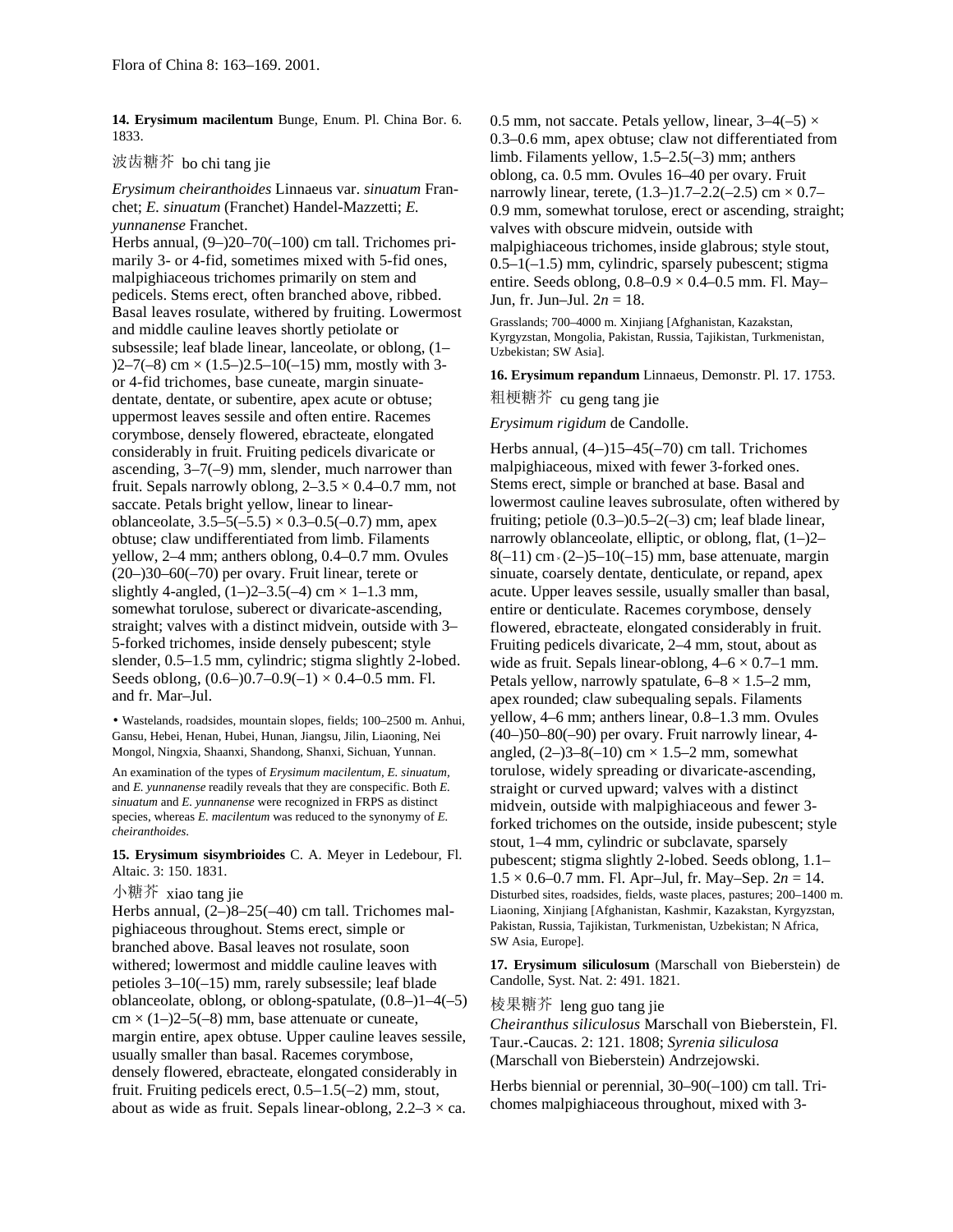**14. Erysimum macilentum** Bunge, Enum. Pl. China Bor. 6. 1833.

波齿糖芥 bo chi tang jie

*Erysimum cheiranthoides* Linnaeus var. *sinuatum* Franchet; *E. sinuatum* (Franchet) Handel-Mazzetti; *E. yunnanense* Franchet.

Herbs annual, (9–)20–70(–100) cm tall. Trichomes primarily 3- or 4-fid, sometimes mixed with 5-fid ones, malpighiaceous trichomes primarily on stem and pedicels. Stems erect, often branched above, ribbed. Basal leaves rosulate, withered by fruiting. Lowermost and middle cauline leaves shortly petiolate or subsessile; leaf blade linear, lanceolate, or oblong, (1–)2–7(–8) cm × (1.5–)2.5–10(–15) mm, mostly with 3- or 4-fid trichomes, base cuneate, margin sinuate-dentate, dentate, or subentire, apex acute or obtuse; uppermost leaves sessile and often entire. Racemes corymbose, densely flowered, ebracteate, elongated considerably in fruit. Fruiting pedicels divaricate or ascending, 3–7(–9) mm, slender, much narrower than fruit. Sepals narrowly oblong, 2–3.5 × 0.4–0.7 mm, not saccate. Petals bright yellow, linear to linear-oblanceolate, 3.5–5(–5.5) × 0.3–0.5(–0.7) mm, apex obtuse; claw undifferentiated from limb. Filaments yellow, 2–4 mm; anthers oblong, 0.4–0.7 mm. Ovules (20–)30–60(–70) per ovary. Fruit linear, terete or slightly 4-angled, (1–)2–3.5(–4) cm × 1–1.3 mm, somewhat torulose, suberect or divaricate-ascending, straight; valves with a distinct midvein, outside with 3–5-forked trichomes, inside densely pubescent; style slender, 0.5–1.5 mm, cylindric; stigma slightly 2-lobed. Seeds oblong, (0.6–)0.7–0.9(–1) × 0.4–0.5 mm. Fl. and fr. Mar–Jul.

• Wastelands, roadsides, mountain slopes, fields; 100–2500 m. Anhui, Gansu, Hebei, Henan, Hubei, Hunan, Jiangsu, Jilin, Liaoning, Nei Mongol, Ningxia, Shaanxi, Shandong, Shanxi, Sichuan, Yunnan.

An examination of the types of *Erysimum macilentum*, *E. sinuatum*, and *E. yunnanense* readily reveals that they are conspecific. Both *E. sinuatum* and *E. yunnanense* were recognized in FRPS as distinct species, whereas *E. macilentum* was reduced to the synonymy of *E. cheiranthoides*.

**15. Erysimum sisymbrioides** C. A. Meyer in Ledebour, Fl. Altaic. 3: 150. 1831.

小糖芥 xiao tang jie

Herbs annual, (2–)8–25(–40) cm tall. Trichomes malpighiaceous throughout. Stems erect, simple or branched above. Basal leaves not rosulate, soon withered; lowermost and middle cauline leaves with petioles 3–10(–15) mm, rarely subsessile; leaf blade oblanceolate, oblong, or oblong-spatulate, (0.8–)1–4(–5) cm × (1–)2–5(–8) mm, base attenuate or cuneate, margin entire, apex obtuse. Upper cauline leaves sessile, usually smaller than basal. Racemes corymbose, densely flowered, ebracteate, elongated considerably in fruit. Fruiting pedicels erect, 0.5–1.5(–2) mm, stout, about as wide as fruit. Sepals linear-oblong, 2.2–3 × ca. 0.5 mm, not saccate. Petals yellow, linear, 3–4(–5) × 0.3–0.6 mm, apex obtuse; claw not differentiated from limb. Filaments yellow, 1.5–2.5(–3) mm; anthers oblong, ca. 0.5 mm. Ovules 16–40 per ovary. Fruit narrowly linear, terete, (1.3–)1.7–2.2(–2.5) cm × 0.7–0.9 mm, somewhat torulose, erect or ascending, straight; valves with obscure midvein, outside with malpighiaceous trichomes, inside glabrous; style stout, 0.5–1(–1.5) mm, cylindric, sparsely pubescent; stigma entire. Seeds oblong, 0.8–0.9 × 0.4–0.5 mm. Fl. May–Jun, fr. Jun–Jul. $2n = 18$.

Grasslands; 700–4000 m. Xinjiang [Afghanistan, Kazakstan, Kyrgyzstan, Mongolia, Pakistan, Russia, Tajikistan, Turkmenistan, Uzbekistan; SW Asia].

**16. Erysimum repandum** Linnaeus, Demonstr. Pl. 17. 1753.

粗梗糖芥 cu geng tang jie

*Erysimum rigidum* de Candolle.

Herbs annual, (4–)15–45(–70) cm tall. Trichomes malpighiaceous, mixed with fewer 3-forked ones. Stems erect, simple or branched at base. Basal and lowermost cauline leaves subrosulate, often withered by fruiting; petiole (0.3–)0.5–2(–3) cm; leaf blade linear, narrowly oblanceolate, elliptic, or oblong, flat, (1–)2–8(–11) cm × (2–)5–10(–15) mm, base attenuate, margin sinuate, coarsely dentate, denticulate, or repand, apex acute. Upper leaves sessile, usually smaller than basal, entire or denticulate. Racemes corymbose, densely flowered, ebracteate, elongated considerably in fruit. Fruiting pedicels divaricate, 2–4 mm, stout, about as wide as fruit. Sepals linear-oblong, 4–6 × 0.7–1 mm. Petals yellow, narrowly spatulate, 6–8 × 1.5–2 mm, apex rounded; claw subequaling sepals. Filaments yellow, 4–6 mm; anthers linear, 0.8–1.3 mm. Ovules (40–)50–80(–90) per ovary. Fruit narrowly linear, 4-angled, (2–)3–8(–10) cm × 1.5–2 mm, somewhat torulose, widely spreading or divaricate-ascending, straight or curved upward; valves with a distinct midvein, outside with malpighiaceous and fewer 3-forked trichomes on the outside, inside pubescent; style stout, 1–4 mm, cylindric or subclavate, sparsely pubescent; stigma slightly 2-lobed. Seeds oblong, 1.1–1.5 × 0.6–0.7 mm. Fl. Apr–Jul, fr. May–Sep. $2n = 14$.

Disturbed sites, roadsides, fields, waste places, pastures; 200–1400 m. Liaoning, Xinjiang [Afghanistan, Kashmir, Kazakstan, Kyrgyzstan, Pakistan, Russia, Tajikistan, Turkmenistan, Uzbekistan; N Africa, SW Asia, Europe].

**17. Erysimum siliculosum** (Marschall von Bieberstein) de Candolle, Syst. Nat. 2: 491. 1821.

棱果糖芥 leng guo tang jie

*Cheiranthus siliculosus* Marschall von Bieberstein, Fl. Taur.-Caucas. 2: 121. 1808; *Syrenia siliculosa* (Marschall von Bieberstein) Andrzejowski.

Herbs biennial or perennial, 30–90(–100) cm tall. Trichomes malpighiaceous throughout, mixed with 3-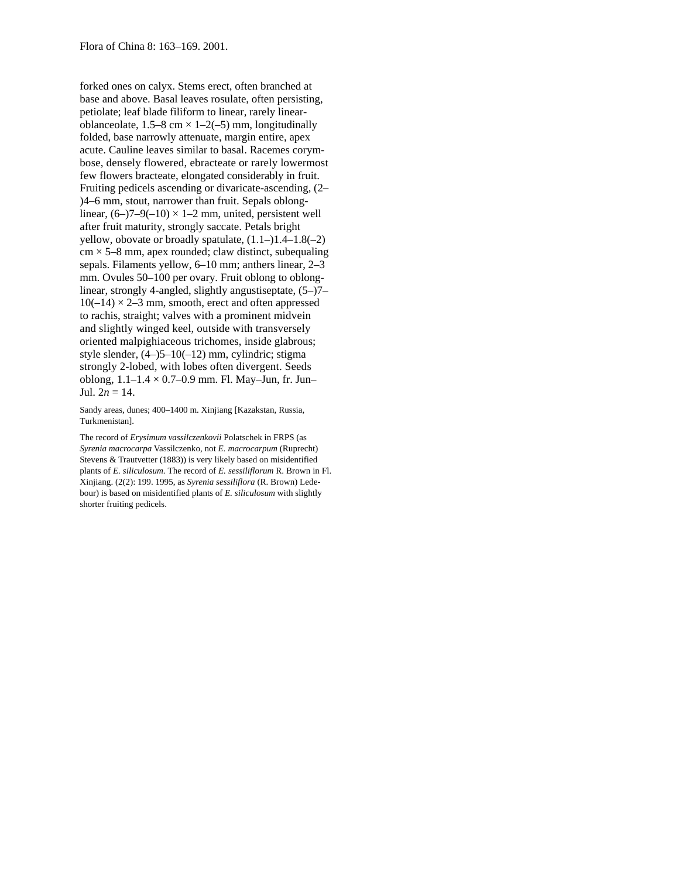forked ones on calyx. Stems erect, often branched at base and above. Basal leaves rosulate, often persisting, petiolate; leaf blade filiform to linear, rarely linear-oblanceolate, 1.5–8 cm × 1–2(–5) mm, longitudinally folded, base narrowly attenuate, margin entire, apex acute. Cauline leaves similar to basal. Racemes corymbose, densely flowered, ebracteate or rarely lowermost few flowers bracteate, elongated considerably in fruit. Fruiting pedicels ascending or divaricate-ascending, (2–)4–6 mm, stout, narrower than fruit. Sepals oblong-linear, (6–)7–9(–10) × 1–2 mm, united, persistent well after fruit maturity, strongly saccate. Petals bright yellow, obovate or broadly spatulate, (1.1–)1.4–1.8(–2) cm × 5–8 mm, apex rounded; claw distinct, subequaling sepals. Filaments yellow, 6–10 mm; anthers linear, 2–3 mm. Ovules 50–100 per ovary. Fruit oblong to oblong-linear, strongly 4-angled, slightly angustiseptate, (5–)7–10(–14) × 2–3 mm, smooth, erect and often appressed to rachis, straight; valves with a prominent midvein and slightly winged keel, outside with transversely oriented malpighiaceous trichomes, inside glabrous; style slender, (4–)5–10(–12) mm, cylindric; stigma strongly 2-lobed, with lobes often divergent. Seeds oblong, 1.1–1.4 × 0.7–0.9 mm. Fl. May–Jun, fr. Jun–Jul. 2*n* = 14.

Sandy areas, dunes; 400–1400 m. Xinjiang [Kazakstan, Russia, Turkmenistan].

The record of *Erysimum vassilczenkovii* Polatschek in FRPS (as *Syrenia macrocarpa* Vassilczenko, not *E. macrocarpum* (Ruprecht) Stevens & Trautvetter (1883)) is very likely based on misidentified plants of *E. siliculosum*. The record of *E. sessiliflorum* R. Brown in Fl. Xinjiang. (2(2): 199. 1995, as *Syrenia sessiliflora* (R. Brown) Ledebour) is based on misidentified plants of *E. siliculosum* with slightly shorter fruiting pedicels.